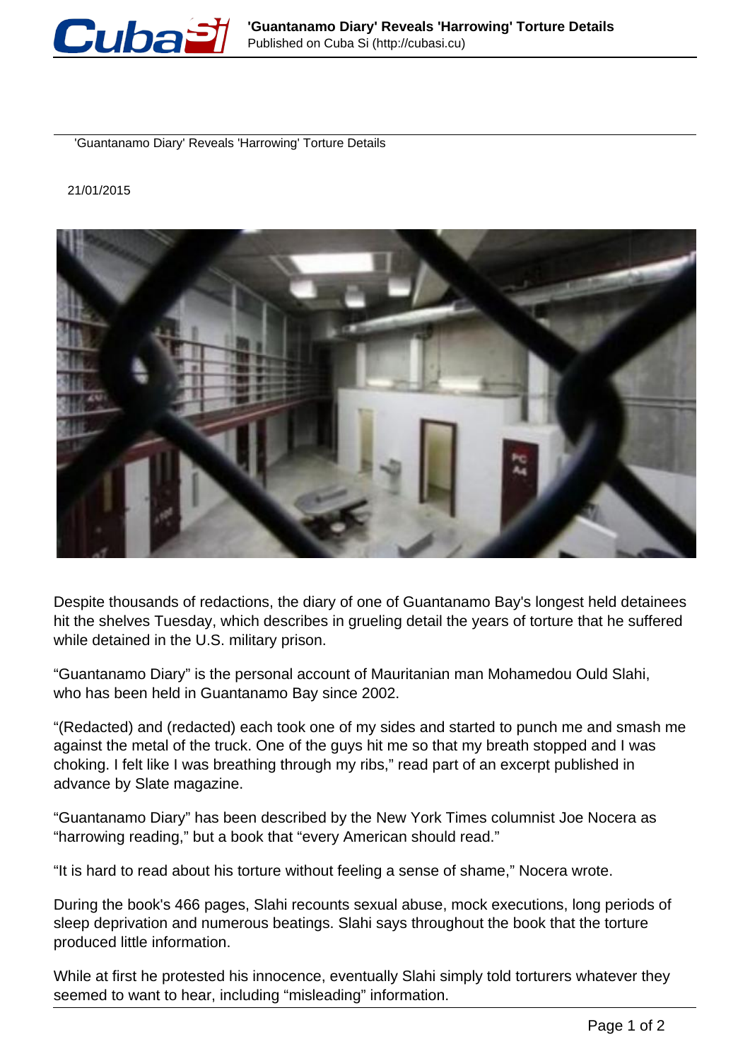# 'Guantanamo Diary' Reveals 'Harrowing' Torture Details

21/01/2015

Despite thousands of redactions, the diary of one of Guantanamo Bay's longest held detainees hit the shelves Tuesday, which describes in grueling detail the years of torture that he suffered while detained in the U.S. military prison.

“Guantanamo Diary” is the personal account of Mauritanian man Mohamedou Ould Slahi, who has been held in Guantanamo Bay since 2002.

“(Redacted) and (redacted) each took one of my sides and started to punch me and smash me against the metal of the truck. One of the guys hit me so that my breath stopped and I was choking. I felt like I was breathing through my ribs,” read part of an excerpt published in advance by Slate magazine.

“Guantanamo Diary” has been described by the New York Times columnist Joe Nocera as “harrowing reading,” but a book that “every American should read.”

“It is hard to read about his torture without feeling a sense of shame,” Nocera wrote.

During the book's 466 pages, Slahi recounts sexual abuse, mock executions, long periods of sleep deprivation and numerous beatings. Slahi says throughout the book that the torture produced little information.

While at first he protested his innocence, eventually Slahi simply told torturers whatever they seemed to want to hear, including “misleading” information.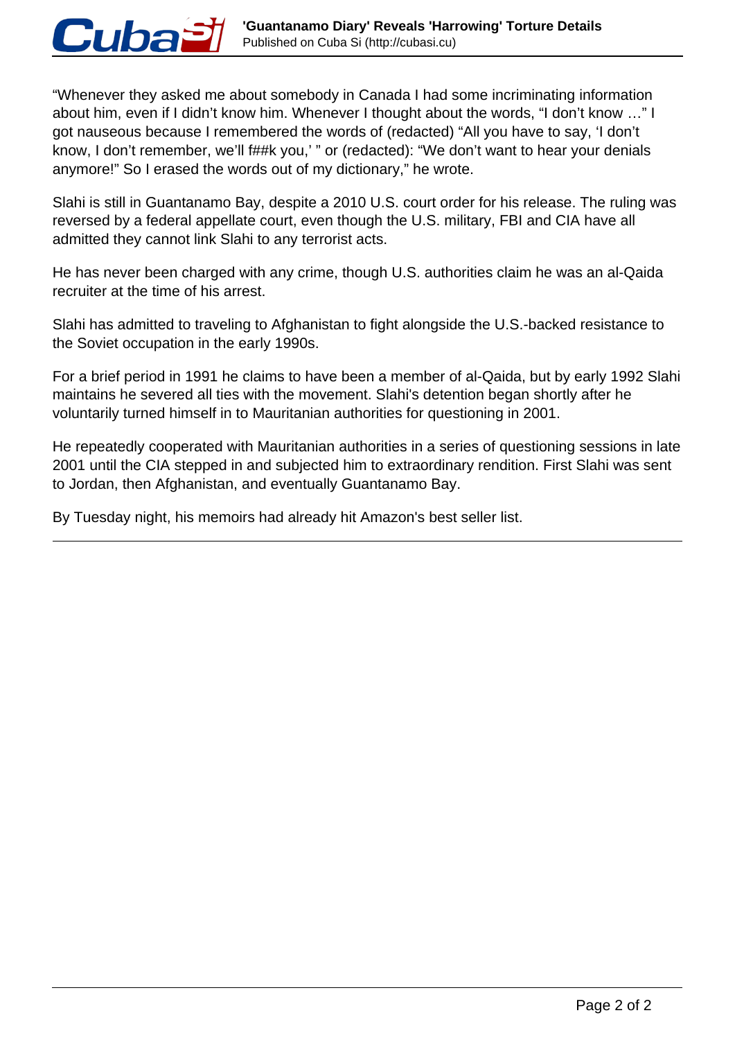“Whenever they asked me about somebody in Canada I had some incriminating information about him, even if I didn’t know him. Whenever I thought about the words, “I don’t know …” I got nauseous because I remembered the words of (redacted) “All you have to say, ‘I don’t know, I don’t remember, we’ll f##k you,’ ” or (redacted): “We don’t want to hear your denials anymore!” So I erased the words out of my dictionary,” he wrote.

Slahi is still in Guantanamo Bay, despite a 2010 U.S. court order for his release. The ruling was reversed by a federal appellate court, even though the U.S. military, FBI and CIA have all admitted they cannot link Slahi to any terrorist acts.

He has never been charged with any crime, though U.S. authorities claim he was an al-Qaida recruiter at the time of his arrest.

Slahi has admitted to traveling to Afghanistan to fight alongside the U.S.-backed resistance to the Soviet occupation in the early 1990s.

For a brief period in 1991 he claims to have been a member of al-Qaida, but by early 1992 Slahi maintains he severed all ties with the movement. Slahi's detention began shortly after he voluntarily turned himself in to Mauritanian authorities for questioning in 2001.

He repeatedly cooperated with Mauritanian authorities in a series of questioning sessions in late 2001 until the CIA stepped in and subjected him to extraordinary rendition. First Slahi was sent to Jordan, then Afghanistan, and eventually Guantanamo Bay.

By Tuesday night, his memoirs had already hit Amazon's best seller list.